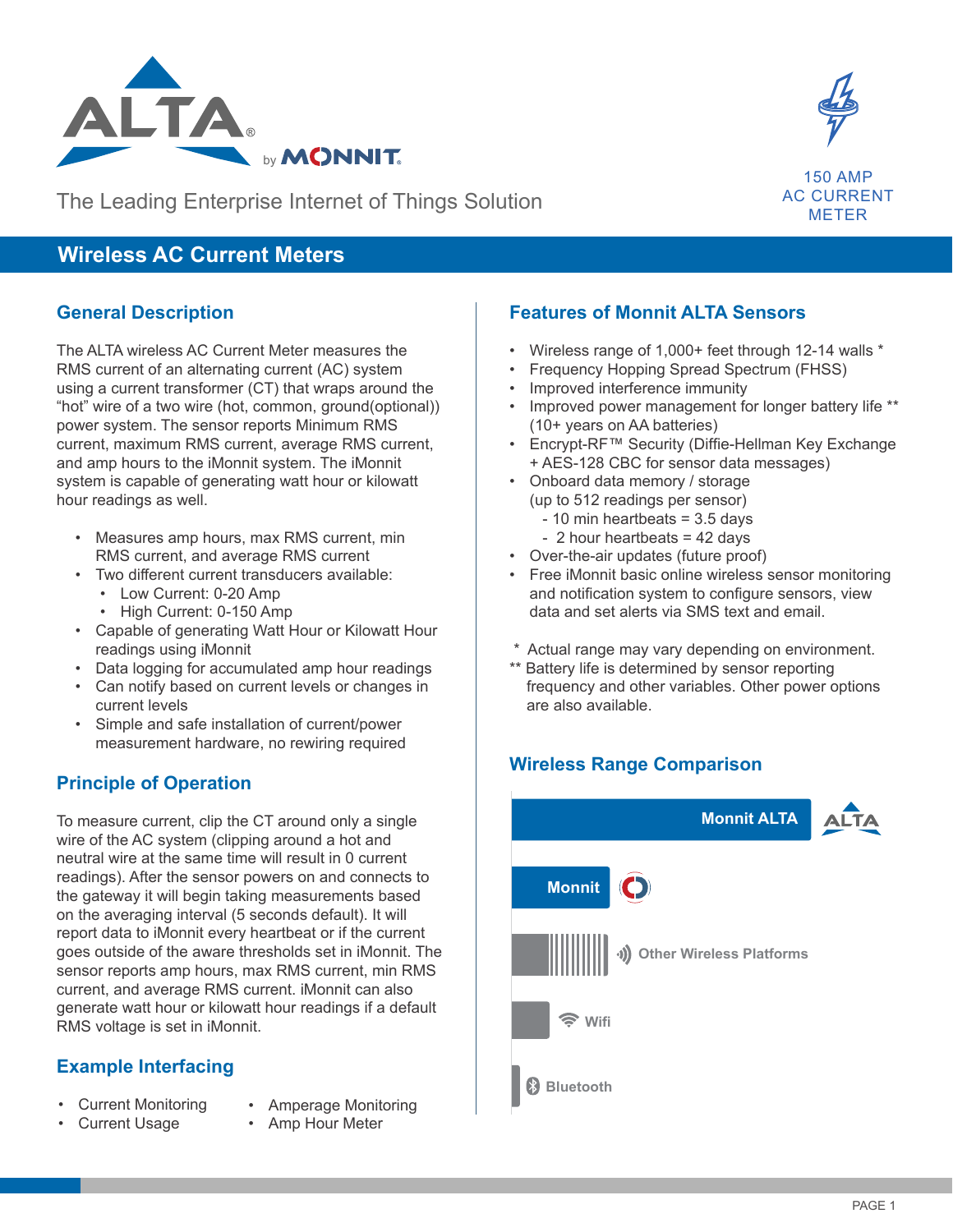The Leading Enterprise Internet of Things Solution

150 AMP AC CURRENT METER

# Wireless AC Current Meters

## General Description

The ALTA wireless AC Current Meter measures the RMS current of an alternating current (AC) system using a current transformer (CT) that wraps around the "hot" wire of a two wire (hot, common, ground(optional)) power system. The sensor reports Minimum RMS current, maximum RMS current, average RMS current, and amp hours to the iMonnit system. The iMonnit system is capable of generating watt hour or kilowatt hour readings as well.

- Measures amp hours, max RMS current, min RMS current, and average RMS current
- Two different current transducers available:
  - Low Current: 0-20 Amp
  - High Current: 0-150 Amp
- Capable of generating Watt Hour or Kilowatt Hour readings using iMonnit
- Data logging for accumulated amp hour readings
- Can notify based on current levels or changes in current levels
- Simple and safe installation of current/power measurement hardware, no rewiring required

## Principle of Operation

To measure current, clip the CT around only a single wire of the AC system (clipping around a hot and neutral wire at the same time will result in 0 current readings). After the sensor powers on and connects to the gateway it will begin taking measurements based on the averaging interval (5 seconds default). It will report data to iMonnit every heartbeat or if the current goes outside of the aware thresholds set in iMonnit. The sensor reports amp hours, max RMS current, min RMS current, and average RMS current. iMonnit can also generate watt hour or kilowatt hour readings if a default RMS voltage is set in iMonnit.

## Example Interfacing

- Current Monitoring
- Current Usage
- Amperage Monitoring
- Amp Hour Meter

## Features of Monnit ALTA Sensors

- Wireless range of 1,000+ feet through 12-14 walls *
- Frequency Hopping Spread Spectrum (FHSS)
- Improved interference immunity
- Improved power management for longer battery life ** (10+ years on AA batteries)
- Encrypt-RF™ Security (Diffie-Hellman Key Exchange + AES-128 CBC for sensor data messages)
- Onboard data memory / storage (up to 512 readings per sensor)
  - 10 min heartbeats = 3.5 days
  - 2 hour heartbeats = 42 days
- Over-the-air updates (future proof)
- Free iMonnit basic online wireless sensor monitoring and notification system to configure sensors, view data and set alerts via SMS text and email.

\* Actual range may vary depending on environment.
\** Battery life is determined by sensor reporting frequency and other variables. Other power options are also available.

## Wireless Range Comparison

- Monnit ALTA
- Monnit
- Other Wireless Platforms
- Wifi
- Bluetooth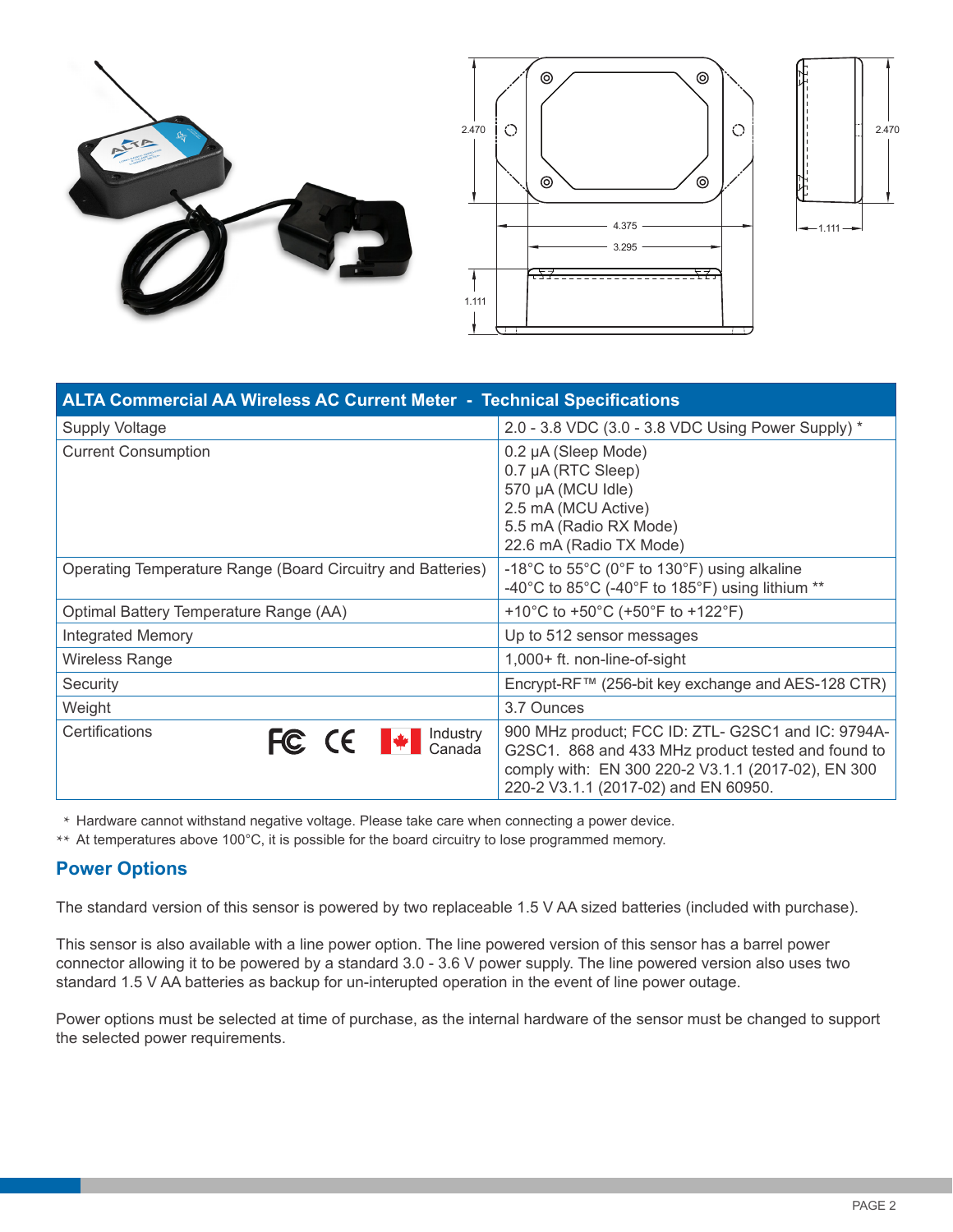| ALTA Commercial AA Wireless AC Current Meter - Technical Specifications | |
|---|---|
| Supply Voltage | 2.0 - 3.8 VDC (3.0 - 3.8 VDC Using Power Supply) * |
| Current Consumption | 0.2 µA (Sleep Mode)<br>0.7 µA (RTC Sleep)<br>570 µA (MCU Idle)<br>2.5 mA (MCU Active)<br>5.5 mA (Radio RX Mode)<br>22.6 mA (Radio TX Mode) |
| Operating Temperature Range (Board Circuitry and Batteries) | -18°C to 55°C (0°F to 130°F) using alkaline<br>-40°C to 85°C (-40°F to 185°F) using lithium ** |
| Optimal Battery Temperature Range (AA) | +10°C to +50°C (+50°F to +122°F) |
| Integrated Memory | Up to 512 sensor messages |
| Wireless Range | 1,000+ ft. non-line-of-sight |
| Security | Encrypt-RF™ (256-bit key exchange and AES-128 CTR) |
| Weight | 3.7 Ounces |
| Certifications FC CE Industry Canada | 900 MHz product; FCC ID: ZTL- G2SC1 and IC: 9794A-G2SC1. 868 and 433 MHz product tested and found to comply with: EN 300 220-2 V3.1.1 (2017-02), EN 300 220-2 V3.1.1 (2017-02) and EN 60950. |

* Hardware cannot withstand negative voltage. Please take care when connecting a power device.

** At temperatures above 100°C, it is possible for the board circuitry to lose programmed memory.

## Power Options

The standard version of this sensor is powered by two replaceable 1.5 V AA sized batteries (included with purchase).

This sensor is also available with a line power option. The line powered version of this sensor has a barrel power connector allowing it to be powered by a standard 3.0 - 3.6 V power supply. The line powered version also uses two standard 1.5 V AA batteries as backup for un-interupted operation in the event of line power outage.

Power options must be selected at time of purchase, as the internal hardware of the sensor must be changed to support the selected power requirements.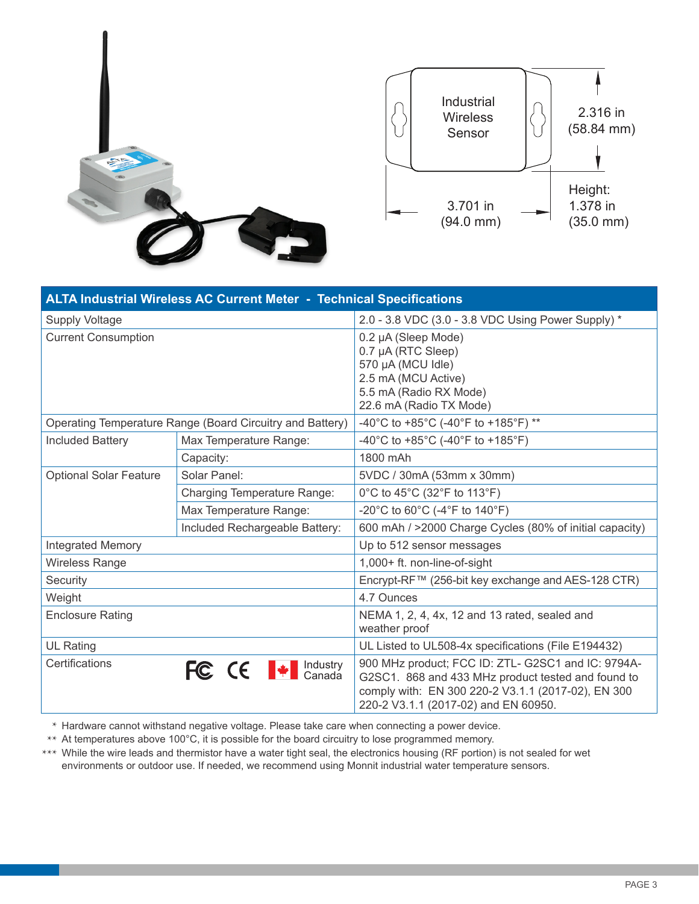Industrial Wireless Sensor

2.316 in (58.84 mm)

3.701 in (94.0 mm)

Height: 1.378 in (35.0 mm)

| ALTA Industrial Wireless AC Current Meter - Technical Specifications | | |
|---|---|---|
| Supply Voltage | | 2.0 - 3.8 VDC (3.0 - 3.8 VDC Using Power Supply) * |
| Current Consumption | | 0.2 µA (Sleep Mode)<br>0.7 µA (RTC Sleep)<br>570 µA (MCU Idle)<br>2.5 mA (MCU Active)<br>5.5 mA (Radio RX Mode)<br>22.6 mA (Radio TX Mode) |
| Operating Temperature Range (Board Circuitry and Battery) | | -40°C to +85°C (-40°F to +185°F) ** |
| Included Battery | Max Temperature Range: | -40°C to +85°C (-40°F to +185°F) |
| | Capacity: | 1800 mAh |
| Optional Solar Feature | Solar Panel: | 5VDC / 30mA (53mm x 30mm) |
| | Charging Temperature Range: | 0°C to 45°C (32°F to 113°F) |
| | Max Temperature Range: | -20°C to 60°C (-4°F to 140°F) |
| | Included Rechargeable Battery: | 600 mAh / >2000 Charge Cycles (80% of initial capacity) |
| Integrated Memory | | Up to 512 sensor messages |
| Wireless Range | | 1,000+ ft. non-line-of-sight |
| Security | | Encrypt-RF™ (256-bit key exchange and AES-128 CTR) |
| Weight | | 4.7 Ounces |
| Enclosure Rating | | NEMA 1, 2, 4, 4x, 12 and 13 rated, sealed and weather proof |
| UL Rating | | UL Listed to UL508-4x specifications (File E194432) |
| Certifications | FC CE Industry Canada | 900 MHz product; FCC ID: ZTL- G2SC1 and IC: 9794A-G2SC1. 868 and 433 MHz product tested and found to comply with: EN 300 220-2 V3.1.1 (2017-02), EN 300 220-2 V3.1.1 (2017-02) and EN 60950. |

* Hardware cannot withstand negative voltage. Please take care when connecting a power device.

** At temperatures above 100°C, it is possible for the board circuitry to lose programmed memory.

*** While the wire leads and thermistor have a water tight seal, the electronics housing (RF portion) is not sealed for wet environments or outdoor use. If needed, we recommend using Monnit industrial water temperature sensors.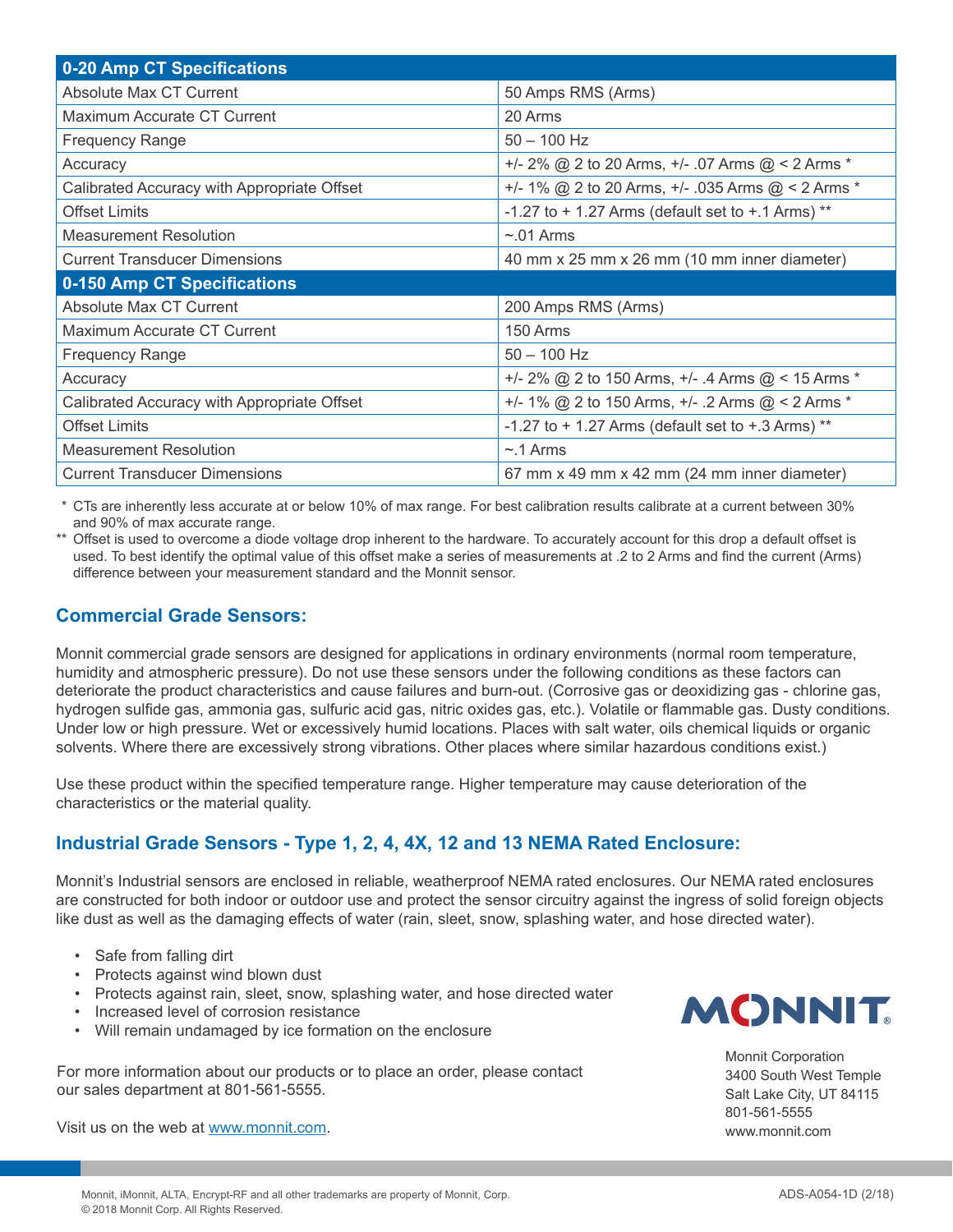| 0-20 Amp CT Specifications | |
|---|---|
| Absolute Max CT Current | 50 Amps RMS (Arms) |
| Maximum Accurate CT Current | 20 Arms |
| Frequency Range | 50 – 100 Hz |
| Accuracy | +/- 2% @ 2 to 20 Arms, +/- .07 Arms @ < 2 Arms * |
| Calibrated Accuracy with Appropriate Offset | +/- 1% @ 2 to 20 Arms, +/- .035 Arms @ < 2 Arms * |
| Offset Limits | -1.27 to + 1.27 Arms (default set to +.1 Arms) ** |
| Measurement Resolution | ~.01 Arms |
| Current Transducer Dimensions | 40 mm x 25 mm x 26 mm (10 mm inner diameter) |
| **0-150 Amp CT Specifications** | |
| Absolute Max CT Current | 200 Amps RMS (Arms) |
| Maximum Accurate CT Current | 150 Arms |
| Frequency Range | 50 – 100 Hz |
| Accuracy | +/- 2% @ 2 to 150 Arms, +/- .4 Arms @ < 15 Arms * |
| Calibrated Accuracy with Appropriate Offset | +/- 1% @ 2 to 150 Arms, +/- .2 Arms @ < 2 Arms * |
| Offset Limits | -1.27 to + 1.27 Arms (default set to +.3 Arms) ** |
| Measurement Resolution | ~.1 Arms |
| Current Transducer Dimensions | 67 mm x 49 mm x 42 mm (24 mm inner diameter) |

\* CTs are inherently less accurate at or below 10% of max range. For best calibration results calibrate at a current between 30% and 90% of max accurate range.

\** Offset is used to overcome a diode voltage drop inherent to the hardware. To accurately account for this drop a default offset is used. To best identify the optimal value of this offset make a series of measurements at .2 to 2 Arms and find the current (Arms) difference between your measurement standard and the Monnit sensor.

## Commercial Grade Sensors:

Monnit commercial grade sensors are designed for applications in ordinary environments (normal room temperature, humidity and atmospheric pressure). Do not use these sensors under the following conditions as these factors can deteriorate the product characteristics and cause failures and burn-out. (Corrosive gas or deoxidizing gas - chlorine gas, hydrogen sulfide gas, ammonia gas, sulfuric acid gas, nitric oxides gas, etc.). Volatile or flammable gas. Dusty conditions. Under low or high pressure. Wet or excessively humid locations. Places with salt water, oils chemical liquids or organic solvents. Where there are excessively strong vibrations. Other places where similar hazardous conditions exist.)

Use these product within the specified temperature range. Higher temperature may cause deterioration of the characteristics or the material quality.

## Industrial Grade Sensors - Type 1, 2, 4, 4X, 12 and 13 NEMA Rated Enclosure:

Monnit's Industrial sensors are enclosed in reliable, weatherproof NEMA rated enclosures. Our NEMA rated enclosures are constructed for both indoor or outdoor use and protect the sensor circuitry against the ingress of solid foreign objects like dust as well as the damaging effects of water (rain, sleet, snow, splashing water, and hose directed water).

- Safe from falling dirt
- Protects against wind blown dust
- Protects against rain, sleet, snow, splashing water, and hose directed water
- Increased level of corrosion resistance
- Will remain undamaged by ice formation on the enclosure

For more information about our products or to place an order, please contact our sales department at 801-561-5555.

Visit us on the web at www.monnit.com.

MONNIT®

Monnit Corporation
3400 South West Temple
Salt Lake City, UT 84115
801-561-5555
www.monnit.com

Monnit, iMonnit, ALTA, Encrypt-RF and all other trademarks are property of Monnit, Corp.
© 2018 Monnit Corp. All Rights Reserved.

ADS-A054-1D (2/18)